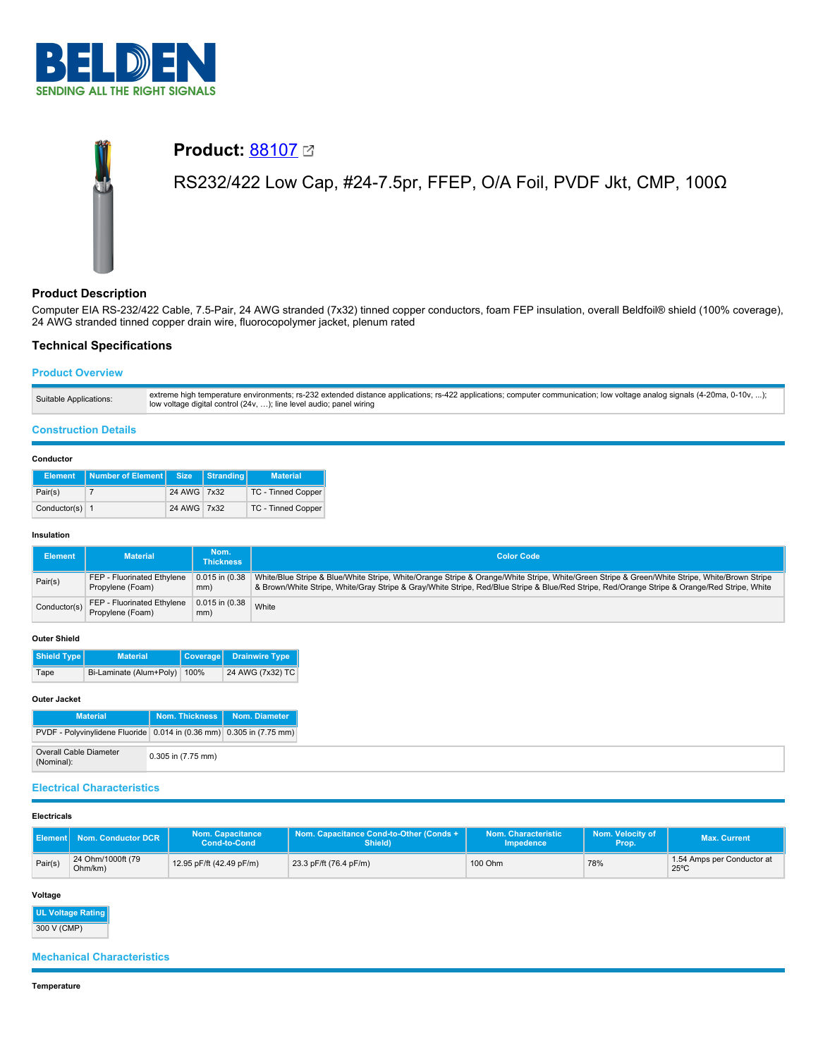# Product: 88107

RS232/422 Low Cap, #24-7.5pr, FFEP, O/A Foil, PVDF Jkt, CMP, 100Ω

## Product Description

Computer EIA RS-232/422 Cable, 7.5-Pair, 24 AWG stranded (7x32) tinned copper conductors, foam FEP insulation, overall Beldfoil® shield (100% coverage), 24 AWG stranded tinned copper drain wire, fluorocopolymer jacket, plenum rated

## Technical Specifications

### Product Overview

| | |
|---|---|
| Suitable Applications: | extreme high temperature environments; rs-232 extended distance applications; rs-422 applications; computer communication; low voltage analog signals (4-20ma, 0-10v, ...); low voltage digital control (24v, ...); line level audio; panel wiring |

### Construction Details

#### Conductor

| Element | Number of Element | Size | Stranding | Material |
|---|---|---|---|---|
| Pair(s) | 7 | 24 AWG | 7x32 | TC - Tinned Copper |
| Conductor(s) | 1 | 24 AWG | 7x32 | TC - Tinned Copper |

#### Insulation

| Element | Material | Nom. Thickness | Color Code |
|---|---|---|---|
| Pair(s) | FEP - Fluorinated Ethylene Propylene (Foam) | 0.015 in (0.38 mm) | White/Blue Stripe & Blue/White Stripe, White/Orange Stripe & Orange/White Stripe, White/Green Stripe & Green/White Stripe, White/Brown Stripe & Brown/White Stripe, White/Gray Stripe & Gray/White Stripe, Red/Blue Stripe & Blue/Red Stripe, Red/Orange Stripe & Orange/Red Stripe, White |
| Conductor(s) | FEP - Fluorinated Ethylene Propylene (Foam) | 0.015 in (0.38 mm) | White |

#### Outer Shield

| Shield Type | Material | Coverage | Drainwire Type |
|---|---|---|---|
| Tape | Bi-Laminate (Alum+Poly) | 100% | 24 AWG (7x32) TC |

#### Outer Jacket

| Material | Nom. Thickness | Nom. Diameter |
|---|---|---|
| PVDF - Polyvinylidene Fluoride | 0.014 in (0.36 mm) | 0.305 in (7.75 mm) |

| | |
|---|---|
| Overall Cable Diameter (Nominal): | 0.305 in (7.75 mm) |

### Electrical Characteristics

#### Electricals

| Element | Nom. Conductor DCR | Nom. Capacitance Cond-to-Cond | Nom. Capacitance Cond-to-Other (Conds + Shield) | Nom. Characteristic Impedence | Nom. Velocity of Prop. | Max. Current |
|---|---|---|---|---|---|---|
| Pair(s) | 24 Ohm/1000ft (79 Ohm/km) | 12.95 pF/ft (42.49 pF/m) | 23.3 pF/ft (76.4 pF/m) | 100 Ohm | 78% | 1.54 Amps per Conductor at 25ºC |

#### Voltage

| UL Voltage Rating |
|---|
| 300 V (CMP) |

### Mechanical Characteristics

#### Temperature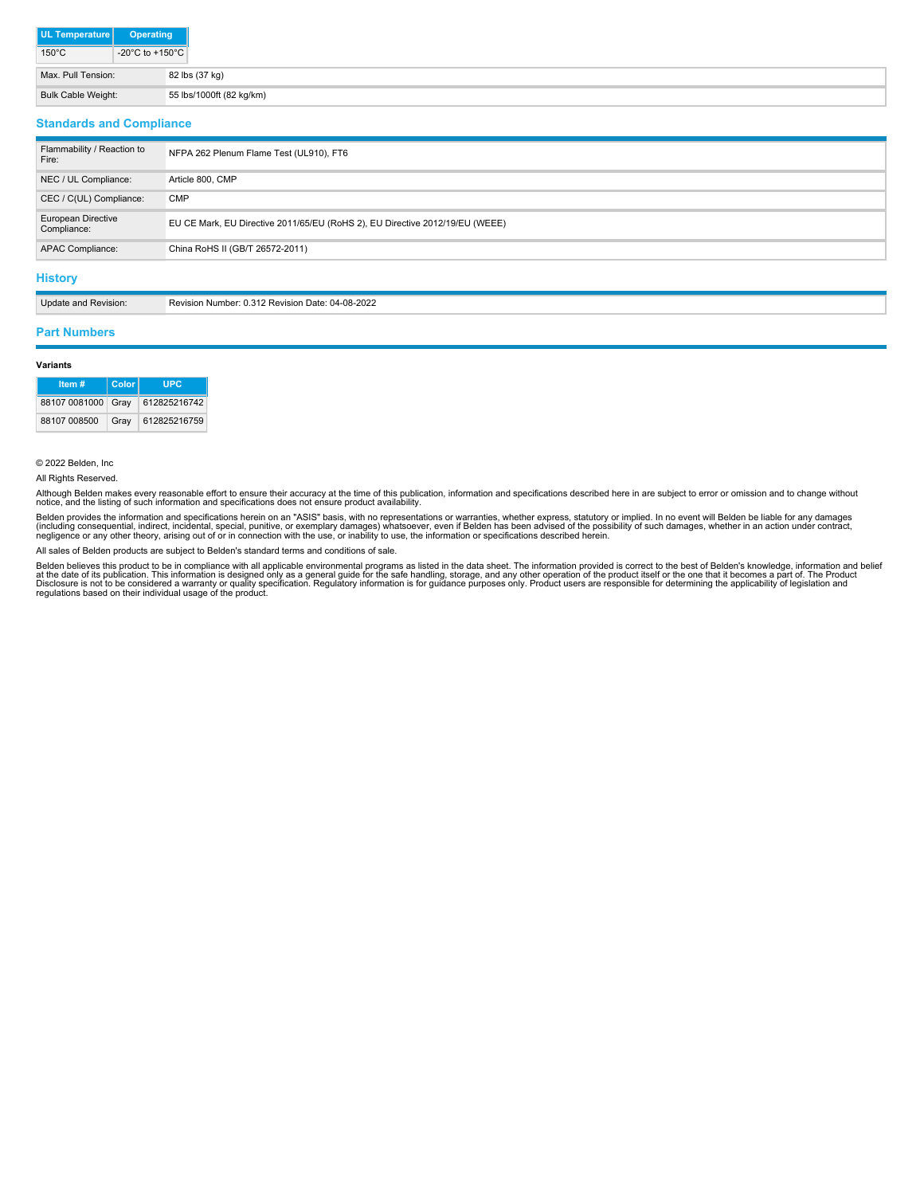| UL Temperature | Operating |
|---|---|
| 150°C | -20°C to +150°C |

| | |
|---|---|
| Max. Pull Tension: | 82 lbs (37 kg) |
| Bulk Cable Weight: | 55 lbs/1000ft (82 kg/km) |

## Standards and Compliance

| | |
|---|---|
| Flammability / Reaction to Fire: | NFPA 262 Plenum Flame Test (UL910), FT6 |
| NEC / UL Compliance: | Article 800, CMP |
| CEC / C(UL) Compliance: | CMP |
| European Directive Compliance: | EU CE Mark, EU Directive 2011/65/EU (RoHS 2), EU Directive 2012/19/EU (WEEE) |
| APAC Compliance: | China RoHS II (GB/T 26572-2011) |

## History

| | |
|---|---|
| Update and Revision: | Revision Number: 0.312 Revision Date: 04-08-2022 |

## Part Numbers

**Variants**

| Item # | Color | UPC |
|---|---|---|
| 88107 0081000 | Gray | 612825216742 |
| 88107 008500 | Gray | 612825216759 |

© 2022 Belden, Inc

All Rights Reserved.

Although Belden makes every reasonable effort to ensure their accuracy at the time of this publication, information and specifications described here in are subject to error or omission and to change without notice, and the listing of such information and specifications does not ensure product availability.

Belden provides the information and specifications herein on an "ASIS" basis, with no representations or warranties, whether express, statutory or implied. In no event will Belden be liable for any damages (including consequential, indirect, incidental, special, punitive, or exemplary damages) whatsoever, even if Belden has been advised of the possibility of such damages, whether in an action under contract, negligence or any other theory, arising out of or in connection with the use, or inability to use, the information or specifications described herein.

All sales of Belden products are subject to Belden's standard terms and conditions of sale.

Belden believes this product to be in compliance with all applicable environmental programs as listed in the data sheet. The information provided is correct to the best of Belden's knowledge, information and belief at the date of its publication. This information is designed only as a general guide for the safe handling, storage, and any other operation of the product itself or the one that it becomes a part of. The Product Disclosure is not to be considered a warranty or quality specification. Regulatory information is for guidance purposes only. Product users are responsible for determining the applicability of legislation and regulations based on their individual usage of the product.